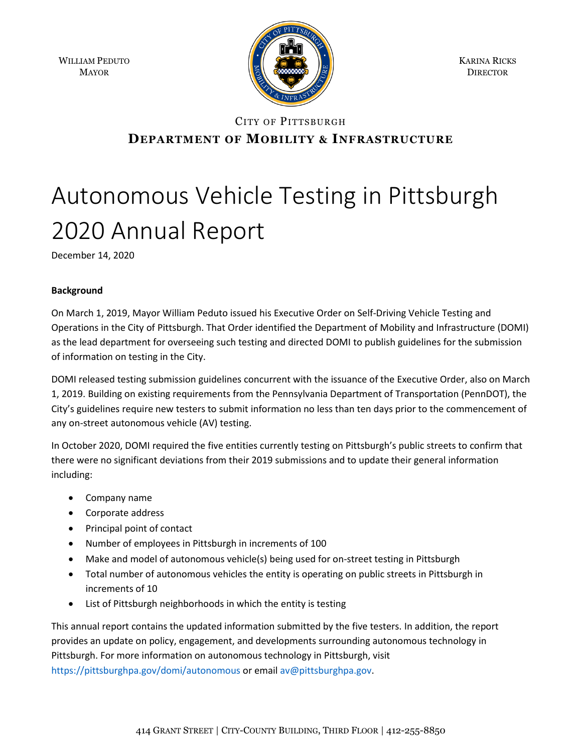WILLIAM PEDUTO
MAYOR

KARINA RICKS
DIRECTOR

CITY OF PITTSBURGH
**DEPARTMENT OF MOBILITY & INFRASTRUCTURE**

# Autonomous Vehicle Testing in Pittsburgh 2020 Annual Report

December 14, 2020

**Background**

On March 1, 2019, Mayor William Peduto issued his Executive Order on Self-Driving Vehicle Testing and Operations in the City of Pittsburgh. That Order identified the Department of Mobility and Infrastructure (DOMI) as the lead department for overseeing such testing and directed DOMI to publish guidelines for the submission of information on testing in the City.

DOMI released testing submission guidelines concurrent with the issuance of the Executive Order, also on March 1, 2019. Building on existing requirements from the Pennsylvania Department of Transportation (PennDOT), the City's guidelines require new testers to submit information no less than ten days prior to the commencement of any on-street autonomous vehicle (AV) testing.

In October 2020, DOMI required the five entities currently testing on Pittsburgh's public streets to confirm that there were no significant deviations from their 2019 submissions and to update their general information including:

- Company name
- Corporate address
- Principal point of contact
- Number of employees in Pittsburgh in increments of 100
- Make and model of autonomous vehicle(s) being used for on-street testing in Pittsburgh
- Total number of autonomous vehicles the entity is operating on public streets in Pittsburgh in increments of 10
- List of Pittsburgh neighborhoods in which the entity is testing

This annual report contains the updated information submitted by the five testers. In addition, the report provides an update on policy, engagement, and developments surrounding autonomous technology in Pittsburgh. For more information on autonomous technology in Pittsburgh, visit https://pittsburghpa.gov/domi/autonomous or email av@pittsburghpa.gov.

414 GRANT STREET | CITY-COUNTY BUILDING, THIRD FLOOR | 412-255-8850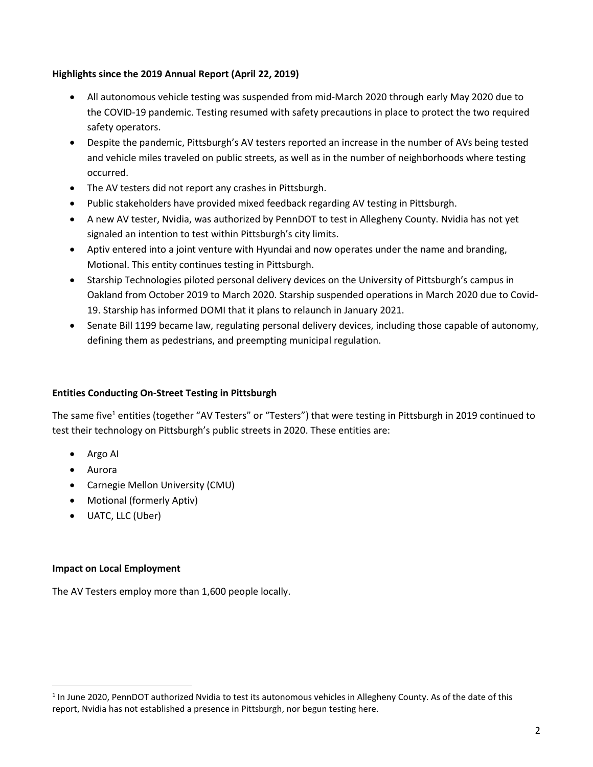**Highlights since the 2019 Annual Report (April 22, 2019)**

- All autonomous vehicle testing was suspended from mid-March 2020 through early May 2020 due to the COVID-19 pandemic. Testing resumed with safety precautions in place to protect the two required safety operators.
- Despite the pandemic, Pittsburgh's AV testers reported an increase in the number of AVs being tested and vehicle miles traveled on public streets, as well as in the number of neighborhoods where testing occurred.
- The AV testers did not report any crashes in Pittsburgh.
- Public stakeholders have provided mixed feedback regarding AV testing in Pittsburgh.
- A new AV tester, Nvidia, was authorized by PennDOT to test in Allegheny County. Nvidia has not yet signaled an intention to test within Pittsburgh's city limits.
- Aptiv entered into a joint venture with Hyundai and now operates under the name and branding, Motional. This entity continues testing in Pittsburgh.
- Starship Technologies piloted personal delivery devices on the University of Pittsburgh's campus in Oakland from October 2019 to March 2020. Starship suspended operations in March 2020 due to Covid-19. Starship has informed DOMI that it plans to relaunch in January 2021.
- Senate Bill 1199 became law, regulating personal delivery devices, including those capable of autonomy, defining them as pedestrians, and preempting municipal regulation.

**Entities Conducting On-Street Testing in Pittsburgh**

The same five[1] entities (together "AV Testers" or "Testers") that were testing in Pittsburgh in 2019 continued to test their technology on Pittsburgh's public streets in 2020. These entities are:

- Argo AI
- Aurora
- Carnegie Mellon University (CMU)
- Motional (formerly Aptiv)
- UATC, LLC (Uber)

**Impact on Local Employment**

The AV Testers employ more than 1,600 people locally.

[1] In June 2020, PennDOT authorized Nvidia to test its autonomous vehicles in Allegheny County. As of the date of this report, Nvidia has not established a presence in Pittsburgh, nor begun testing here.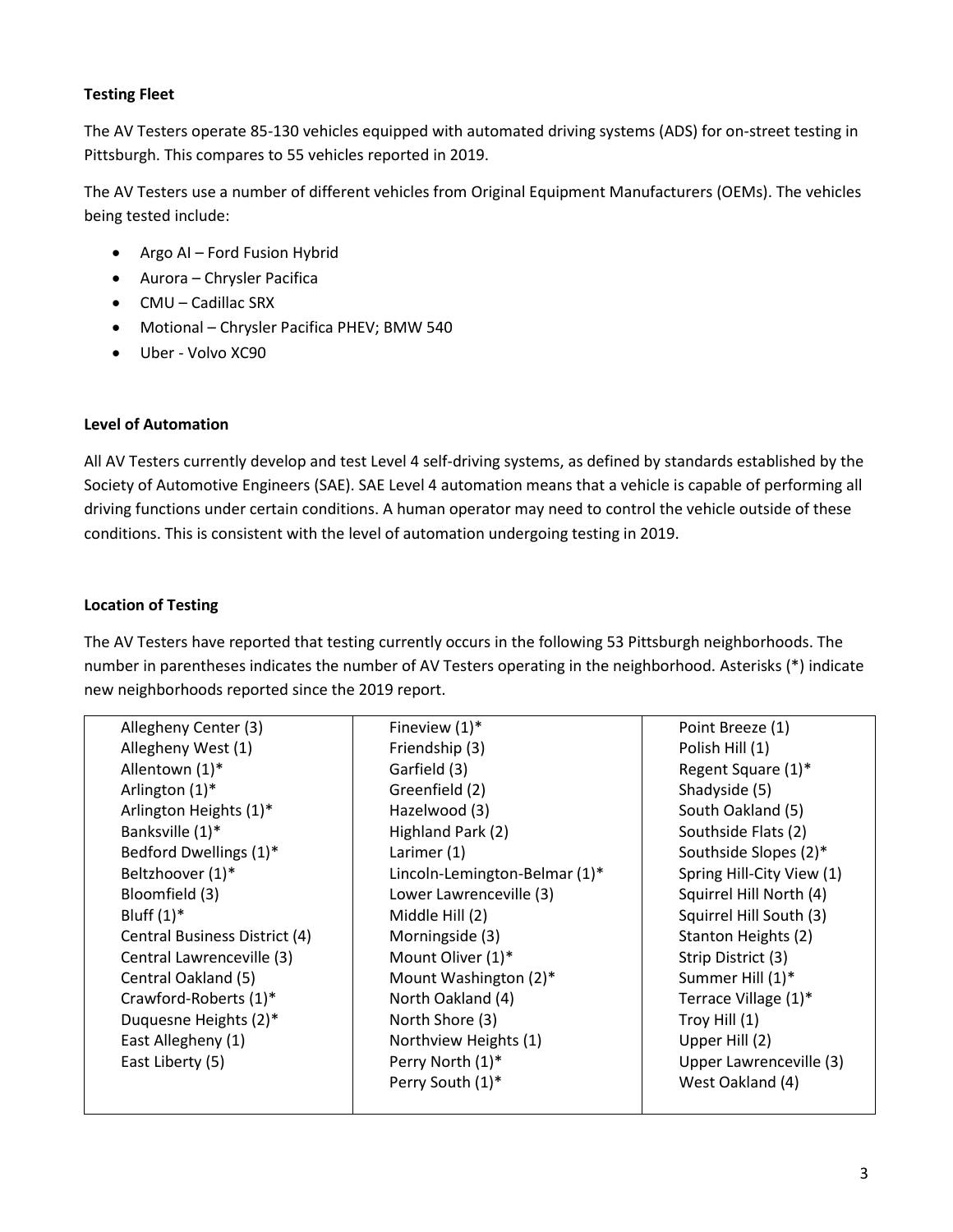**Testing Fleet**

The AV Testers operate 85-130 vehicles equipped with automated driving systems (ADS) for on-street testing in Pittsburgh. This compares to 55 vehicles reported in 2019.

The AV Testers use a number of different vehicles from Original Equipment Manufacturers (OEMs). The vehicles being tested include:

- Argo AI – Ford Fusion Hybrid
- Aurora – Chrysler Pacifica
- CMU – Cadillac SRX
- Motional – Chrysler Pacifica PHEV; BMW 540
- Uber - Volvo XC90

**Level of Automation**

All AV Testers currently develop and test Level 4 self-driving systems, as defined by standards established by the Society of Automotive Engineers (SAE). SAE Level 4 automation means that a vehicle is capable of performing all driving functions under certain conditions. A human operator may need to control the vehicle outside of these conditions. This is consistent with the level of automation undergoing testing in 2019.

**Location of Testing**

The AV Testers have reported that testing currently occurs in the following 53 Pittsburgh neighborhoods. The number in parentheses indicates the number of AV Testers operating in the neighborhood. Asterisks (*) indicate new neighborhoods reported since the 2019 report.

| | | |
|---|---|---|
| Allegheny Center (3) | Fineview (1)* | Point Breeze (1) |
| Allegheny West (1) | Friendship (3) | Polish Hill (1) |
| Allentown (1)* | Garfield (3) | Regent Square (1)* |
| Arlington (1)* | Greenfield (2) | Shadyside (5) |
| Arlington Heights (1)* | Hazelwood (3) | South Oakland (5) |
| Banksville (1)* | Highland Park (2) | Southside Flats (2) |
| Bedford Dwellings (1)* | Larimer (1) | Southside Slopes (2)* |
| Beltzhoover (1)* | Lincoln-Lemington-Belmar (1)* | Spring Hill-City View (1) |
| Bloomfield (3) | Lower Lawrenceville (3) | Squirrel Hill North (4) |
| Bluff (1)* | Middle Hill (2) | Squirrel Hill South (3) |
| Central Business District (4) | Morningside (3) | Stanton Heights (2) |
| Central Lawrenceville (3) | Mount Oliver (1)* | Strip District (3) |
| Central Oakland (5) | Mount Washington (2)* | Summer Hill (1)* |
| Crawford-Roberts (1)* | North Oakland (4) | Terrace Village (1)* |
| Duquesne Heights (2)* | North Shore (3) | Troy Hill (1) |
| East Allegheny (1) | Northview Heights (1) | Upper Hill (2) |
| East Liberty (5) | Perry North (1)* | Upper Lawrenceville (3) |
| | Perry South (1)* | West Oakland (4) |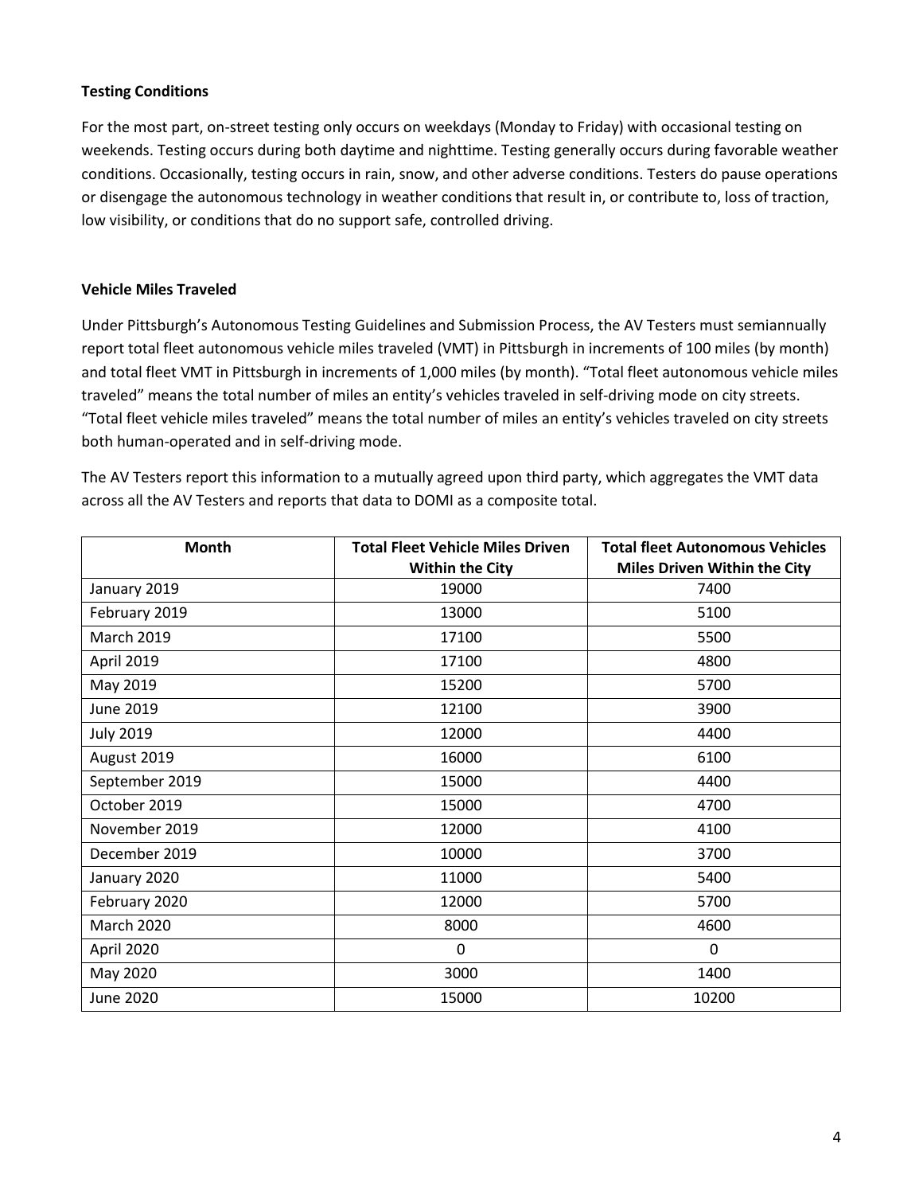**Testing Conditions**

For the most part, on-street testing only occurs on weekdays (Monday to Friday) with occasional testing on weekends. Testing occurs during both daytime and nighttime. Testing generally occurs during favorable weather conditions. Occasionally, testing occurs in rain, snow, and other adverse conditions. Testers do pause operations or disengage the autonomous technology in weather conditions that result in, or contribute to, loss of traction, low visibility, or conditions that do no support safe, controlled driving.

**Vehicle Miles Traveled**

Under Pittsburgh's Autonomous Testing Guidelines and Submission Process, the AV Testers must semiannually report total fleet autonomous vehicle miles traveled (VMT) in Pittsburgh in increments of 100 miles (by month) and total fleet VMT in Pittsburgh in increments of 1,000 miles (by month). "Total fleet autonomous vehicle miles traveled" means the total number of miles an entity's vehicles traveled in self-driving mode on city streets. "Total fleet vehicle miles traveled" means the total number of miles an entity's vehicles traveled on city streets both human-operated and in self-driving mode.

The AV Testers report this information to a mutually agreed upon third party, which aggregates the VMT data across all the AV Testers and reports that data to DOMI as a composite total.

| Month | Total Fleet Vehicle Miles Driven Within the City | Total fleet Autonomous Vehicles Miles Driven Within the City |
|---|---|---|
| January 2019 | 19000 | 7400 |
| February 2019 | 13000 | 5100 |
| March 2019 | 17100 | 5500 |
| April 2019 | 17100 | 4800 |
| May 2019 | 15200 | 5700 |
| June 2019 | 12100 | 3900 |
| July 2019 | 12000 | 4400 |
| August 2019 | 16000 | 6100 |
| September 2019 | 15000 | 4400 |
| October 2019 | 15000 | 4700 |
| November 2019 | 12000 | 4100 |
| December 2019 | 10000 | 3700 |
| January 2020 | 11000 | 5400 |
| February 2020 | 12000 | 5700 |
| March 2020 | 8000 | 4600 |
| April 2020 | 0 | 0 |
| May 2020 | 3000 | 1400 |
| June 2020 | 15000 | 10200 |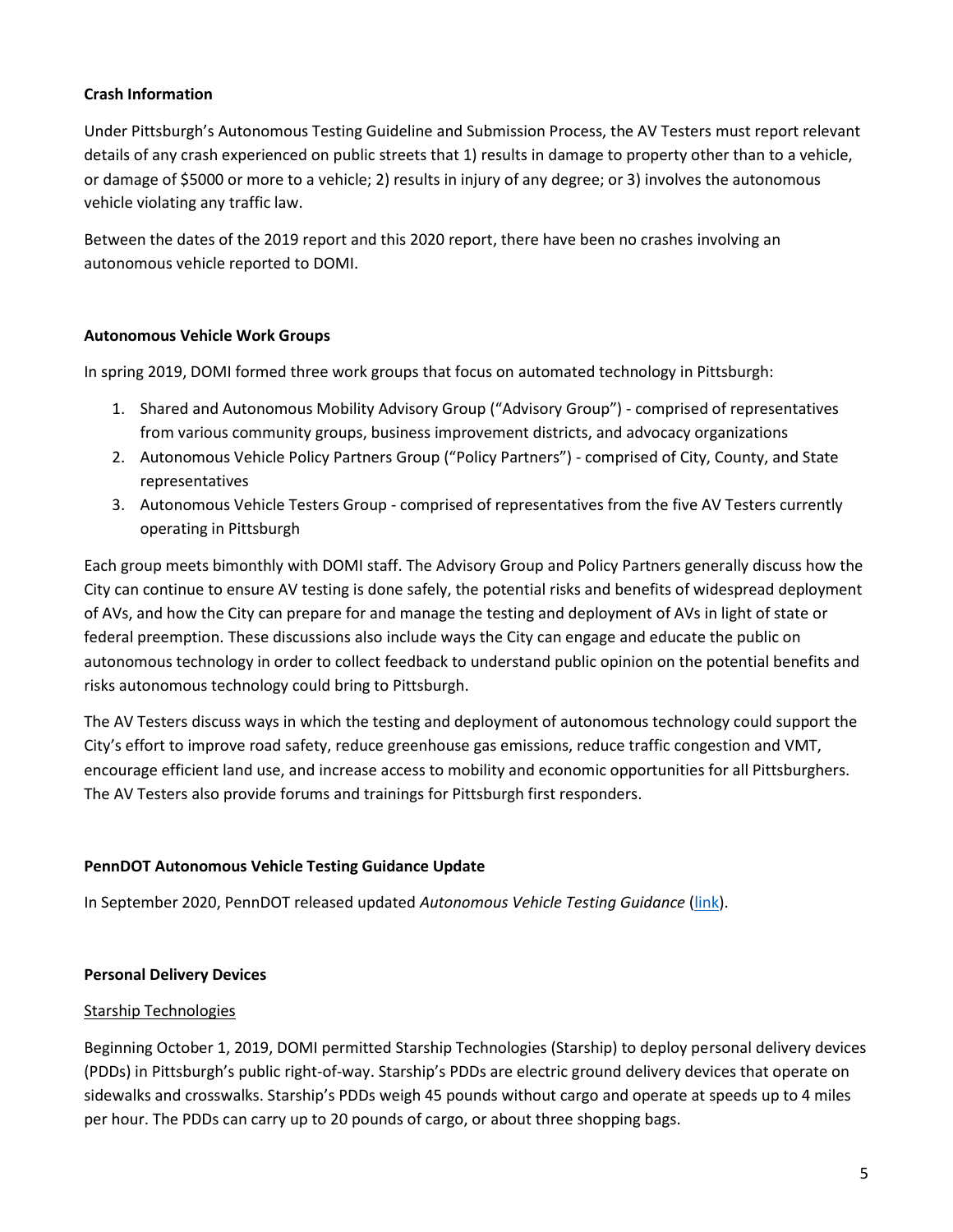**Crash Information**

Under Pittsburgh's Autonomous Testing Guideline and Submission Process, the AV Testers must report relevant details of any crash experienced on public streets that 1) results in damage to property other than to a vehicle, or damage of $5000 or more to a vehicle; 2) results in injury of any degree; or 3) involves the autonomous vehicle violating any traffic law.

Between the dates of the 2019 report and this 2020 report, there have been no crashes involving an autonomous vehicle reported to DOMI.

**Autonomous Vehicle Work Groups**

In spring 2019, DOMI formed three work groups that focus on automated technology in Pittsburgh:

1. Shared and Autonomous Mobility Advisory Group ("Advisory Group") - comprised of representatives from various community groups, business improvement districts, and advocacy organizations
2. Autonomous Vehicle Policy Partners Group ("Policy Partners") - comprised of City, County, and State representatives
3. Autonomous Vehicle Testers Group - comprised of representatives from the five AV Testers currently operating in Pittsburgh

Each group meets bimonthly with DOMI staff. The Advisory Group and Policy Partners generally discuss how the City can continue to ensure AV testing is done safely, the potential risks and benefits of widespread deployment of AVs, and how the City can prepare for and manage the testing and deployment of AVs in light of state or federal preemption. These discussions also include ways the City can engage and educate the public on autonomous technology in order to collect feedback to understand public opinion on the potential benefits and risks autonomous technology could bring to Pittsburgh.

The AV Testers discuss ways in which the testing and deployment of autonomous technology could support the City's effort to improve road safety, reduce greenhouse gas emissions, reduce traffic congestion and VMT, encourage efficient land use, and increase access to mobility and economic opportunities for all Pittsburghers. The AV Testers also provide forums and trainings for Pittsburgh first responders.

**PennDOT Autonomous Vehicle Testing Guidance Update**

In September 2020, PennDOT released updated *Autonomous Vehicle Testing Guidance* (link).

**Personal Delivery Devices**

Starship Technologies

Beginning October 1, 2019, DOMI permitted Starship Technologies (Starship) to deploy personal delivery devices (PDDs) in Pittsburgh's public right-of-way. Starship's PDDs are electric ground delivery devices that operate on sidewalks and crosswalks. Starship's PDDs weigh 45 pounds without cargo and operate at speeds up to 4 miles per hour. The PDDs can carry up to 20 pounds of cargo, or about three shopping bags.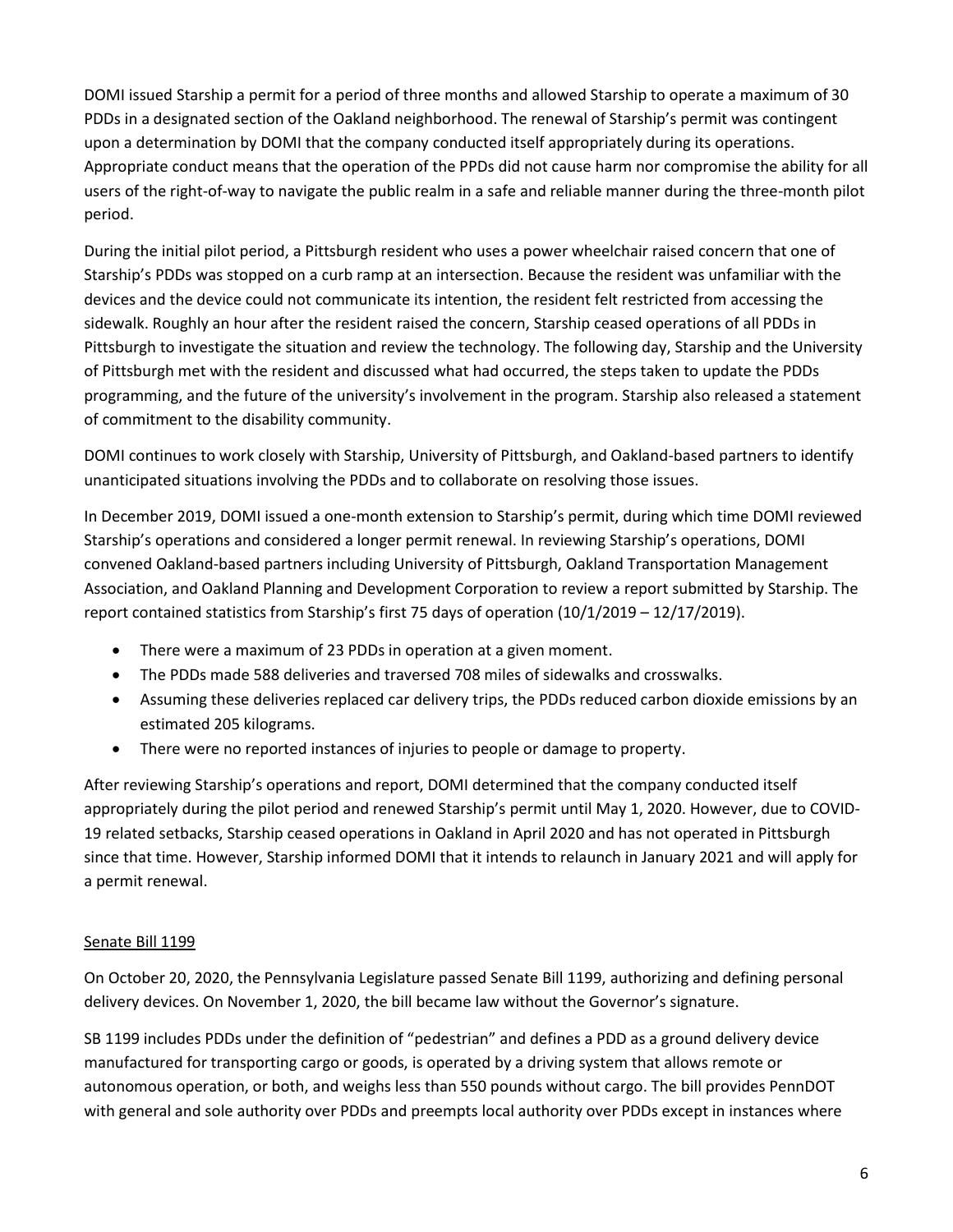DOMI issued Starship a permit for a period of three months and allowed Starship to operate a maximum of 30 PDDs in a designated section of the Oakland neighborhood. The renewal of Starship's permit was contingent upon a determination by DOMI that the company conducted itself appropriately during its operations. Appropriate conduct means that the operation of the PPDs did not cause harm nor compromise the ability for all users of the right-of-way to navigate the public realm in a safe and reliable manner during the three-month pilot period.

During the initial pilot period, a Pittsburgh resident who uses a power wheelchair raised concern that one of Starship's PDDs was stopped on a curb ramp at an intersection. Because the resident was unfamiliar with the devices and the device could not communicate its intention, the resident felt restricted from accessing the sidewalk. Roughly an hour after the resident raised the concern, Starship ceased operations of all PDDs in Pittsburgh to investigate the situation and review the technology. The following day, Starship and the University of Pittsburgh met with the resident and discussed what had occurred, the steps taken to update the PDDs programming, and the future of the university's involvement in the program. Starship also released a statement of commitment to the disability community.

DOMI continues to work closely with Starship, University of Pittsburgh, and Oakland-based partners to identify unanticipated situations involving the PDDs and to collaborate on resolving those issues.

In December 2019, DOMI issued a one-month extension to Starship's permit, during which time DOMI reviewed Starship's operations and considered a longer permit renewal. In reviewing Starship's operations, DOMI convened Oakland-based partners including University of Pittsburgh, Oakland Transportation Management Association, and Oakland Planning and Development Corporation to review a report submitted by Starship. The report contained statistics from Starship's first 75 days of operation (10/1/2019 – 12/17/2019).

- There were a maximum of 23 PDDs in operation at a given moment.
- The PDDs made 588 deliveries and traversed 708 miles of sidewalks and crosswalks.
- Assuming these deliveries replaced car delivery trips, the PDDs reduced carbon dioxide emissions by an estimated 205 kilograms.
- There were no reported instances of injuries to people or damage to property.

After reviewing Starship's operations and report, DOMI determined that the company conducted itself appropriately during the pilot period and renewed Starship's permit until May 1, 2020. However, due to COVID-19 related setbacks, Starship ceased operations in Oakland in April 2020 and has not operated in Pittsburgh since that time. However, Starship informed DOMI that it intends to relaunch in January 2021 and will apply for a permit renewal.

## Senate Bill 1199

On October 20, 2020, the Pennsylvania Legislature passed Senate Bill 1199, authorizing and defining personal delivery devices. On November 1, 2020, the bill became law without the Governor's signature.

SB 1199 includes PDDs under the definition of "pedestrian" and defines a PDD as a ground delivery device manufactured for transporting cargo or goods, is operated by a driving system that allows remote or autonomous operation, or both, and weighs less than 550 pounds without cargo. The bill provides PennDOT with general and sole authority over PDDs and preempts local authority over PDDs except in instances where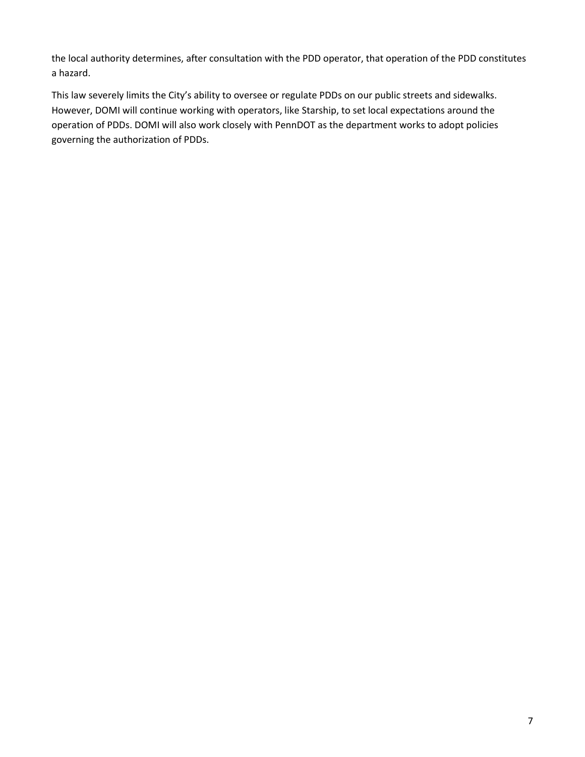the local authority determines, after consultation with the PDD operator, that operation of the PDD constitutes a hazard.

This law severely limits the City's ability to oversee or regulate PDDs on our public streets and sidewalks. However, DOMI will continue working with operators, like Starship, to set local expectations around the operation of PDDs. DOMI will also work closely with PennDOT as the department works to adopt policies governing the authorization of PDDs.